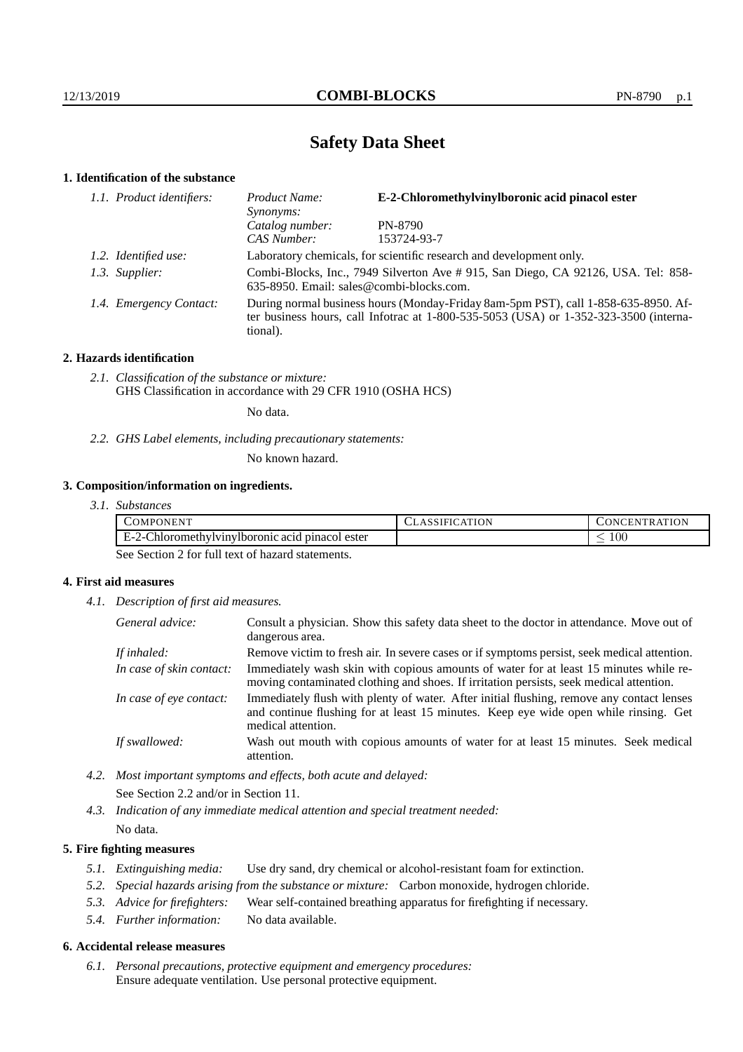# Safety Data Sheet

## 1. Identification of the substance

*1.1. Product identifiers:*

| | |
|---|---|
| *Product Name:* | **E-2-Chloromethylvinylboronic acid pinacol ester** |
| *Synonyms:* | |
| *Catalog number:* | PN-8790 |
| *CAS Number:* | 153724-93-7 |

*1.2. Identified use:* Laboratory chemicals, for scientific research and development only.

*1.3. Supplier:* Combi-Blocks, Inc., 7949 Silverton Ave # 915, San Diego, CA 92126, USA. Tel: 858-635-8950. Email: sales@combi-blocks.com.

*1.4. Emergency Contact:* During normal business hours (Monday-Friday 8am-5pm PST), call 1-858-635-8950. After business hours, call Infotrac at 1-800-535-5053 (USA) or 1-352-323-3500 (international).

## 2. Hazards identification

*2.1. Classification of the substance or mixture:*
GHS Classification in accordance with 29 CFR 1910 (OSHA HCS)

No data.

*2.2. GHS Label elements, including precautionary statements:*

No known hazard.

## 3. Composition/information on ingredients.

*3.1. Substances*

| Component | Classification | Concentration |
|---|---|---|
| E-2-Chloromethylvinylboronic acid pinacol ester | | $\leq 100$ |

See Section 2 for full text of hazard statements.

## 4. First aid measures

*4.1. Description of first aid measures.*

| | |
|---|---|
| *General advice:* | Consult a physician. Show this safety data sheet to the doctor in attendance. Move out of dangerous area. |
| *If inhaled:* | Remove victim to fresh air. In severe cases or if symptoms persist, seek medical attention. |
| *In case of skin contact:* | Immediately wash skin with copious amounts of water for at least 15 minutes while removing contaminated clothing and shoes. If irritation persists, seek medical attention. |
| *In case of eye contact:* | Immediately flush with plenty of water. After initial flushing, remove any contact lenses and continue flushing for at least 15 minutes. Keep eye wide open while rinsing. Get medical attention. |
| *If swallowed:* | Wash out mouth with copious amounts of water for at least 15 minutes. Seek medical attention. |

*4.2. Most important symptoms and effects, both acute and delayed:*

See Section 2.2 and/or in Section 11.

*4.3. Indication of any immediate medical attention and special treatment needed:*

No data.

## 5. Fire fighting measures

*5.1. Extinguishing media:* Use dry sand, dry chemical or alcohol-resistant foam for extinction.

*5.2. Special hazards arising from the substance or mixture:* Carbon monoxide, hydrogen chloride.

*5.3. Advice for firefighters:* Wear self-contained breathing apparatus for firefighting if necessary.

*5.4. Further information:* No data available.

## 6. Accidental release measures

*6.1. Personal precautions, protective equipment and emergency procedures:*
Ensure adequate ventilation. Use personal protective equipment.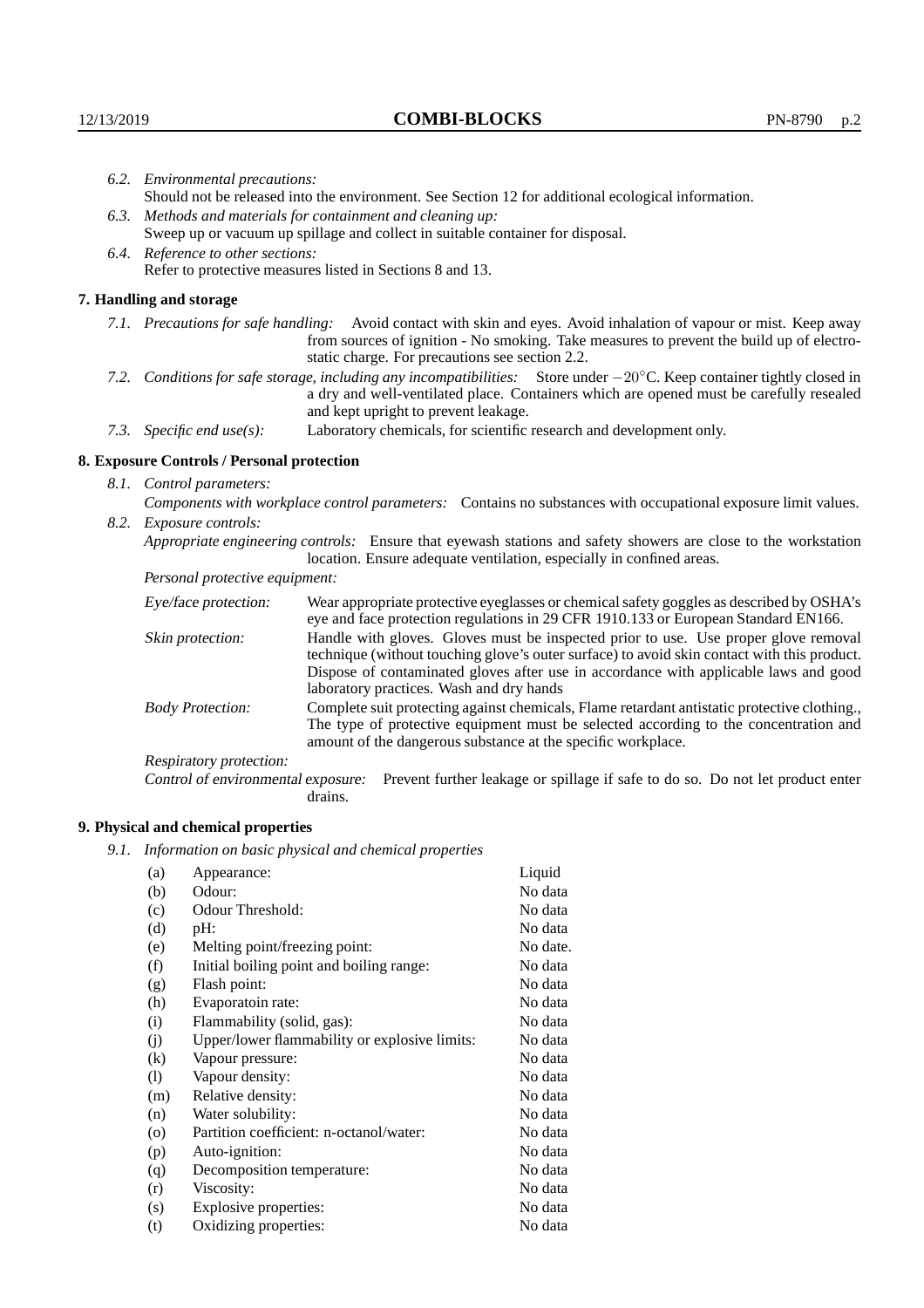*6.2. Environmental precautions:*
Should not be released into the environment. See Section 12 for additional ecological information.

*6.3. Methods and materials for containment and cleaning up:*
Sweep up or vacuum up spillage and collect in suitable container for disposal.

*6.4. Reference to other sections:*
Refer to protective measures listed in Sections 8 and 13.

## 7. Handling and storage

*7.1. Precautions for safe handling:* Avoid contact with skin and eyes. Avoid inhalation of vapour or mist. Keep away from sources of ignition - No smoking. Take measures to prevent the build up of electrostatic charge. For precautions see section 2.2.

*7.2. Conditions for safe storage, including any incompatibilities:* Store under $-20^{\circ}$C. Keep container tightly closed in a dry and well-ventilated place. Containers which are opened must be carefully resealed and kept upright to prevent leakage.

*7.3. Specific end use(s):* Laboratory chemicals, for scientific research and development only.

## 8. Exposure Controls / Personal protection

*8.1. Control parameters:*
*Components with workplace control parameters:* Contains no substances with occupational exposure limit values.

*8.2. Exposure controls:*
*Appropriate engineering controls:* Ensure that eyewash stations and safety showers are close to the workstation location. Ensure adequate ventilation, especially in confined areas.

*Personal protective equipment:*

*Eye/face protection:* Wear appropriate protective eyeglasses or chemical safety goggles as described by OSHA's eye and face protection regulations in 29 CFR 1910.133 or European Standard EN166.

*Skin protection:* Handle with gloves. Gloves must be inspected prior to use. Use proper glove removal technique (without touching glove's outer surface) to avoid skin contact with this product. Dispose of contaminated gloves after use in accordance with applicable laws and good laboratory practices. Wash and dry hands

*Body Protection:* Complete suit protecting against chemicals, Flame retardant antistatic protective clothing., The type of protective equipment must be selected according to the concentration and amount of the dangerous substance at the specific workplace.

*Respiratory protection:*

*Control of environmental exposure:* Prevent further leakage or spillage if safe to do so. Do not let product enter drains.

## 9. Physical and chemical properties

*9.1. Information on basic physical and chemical properties*

| | | |
|---|---|---|
| (a) | Appearance: | Liquid |
| (b) | Odour: | No data |
| (c) | Odour Threshold: | No data |
| (d) | pH: | No data |
| (e) | Melting point/freezing point: | No date. |
| (f) | Initial boiling point and boiling range: | No data |
| (g) | Flash point: | No data |
| (h) | Evaporatoin rate: | No data |
| (i) | Flammability (solid, gas): | No data |
| (j) | Upper/lower flammability or explosive limits: | No data |
| (k) | Vapour pressure: | No data |
| (l) | Vapour density: | No data |
| (m) | Relative density: | No data |
| (n) | Water solubility: | No data |
| (o) | Partition coefficient: n-octanol/water: | No data |
| (p) | Auto-ignition: | No data |
| (q) | Decomposition temperature: | No data |
| (r) | Viscosity: | No data |
| (s) | Explosive properties: | No data |
| (t) | Oxidizing properties: | No data |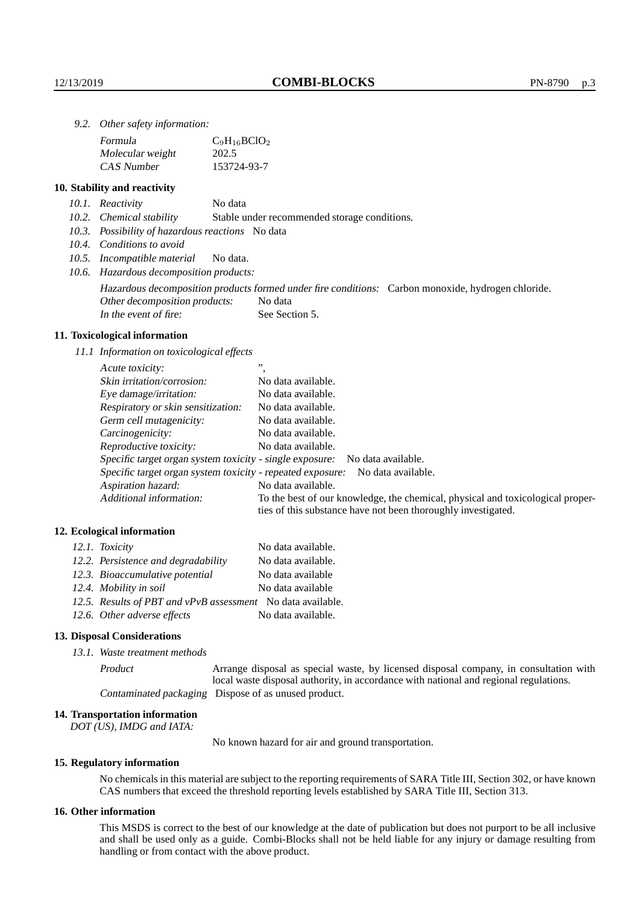*9.2. Other safety information:*

| | |
|---|---|
| *Formula* | $C_9H_{16}BClO_2$ |
| *Molecular weight* | 202.5 |
| *CAS Number* | 153724-93-7 |

## 10. Stability and reactivity

*10.1. Reactivity* No data

*10.2. Chemical stability* Stable under recommended storage conditions.

*10.3. Possibility of hazardous reactions* No data

*10.4. Conditions to avoid*

*10.5. Incompatible material* No data.

*10.6. Hazardous decomposition products:*

*Hazardous decomposition products formed under fire conditions:* Carbon monoxide, hydrogen chloride.

| | |
|---|---|
| *Other decomposition products:* | No data |
| *In the event of fire:* | See Section 5. |

## 11. Toxicological information

*11.1 Information on toxicological effects*

| | |
|---|---|
| *Acute toxicity:* | ", |
| *Skin irritation/corrosion:* | No data available. |
| *Eye damage/irritation:* | No data available. |
| *Respiratory or skin sensitization:* | No data available. |
| *Germ cell mutagenicity:* | No data available. |
| *Carcinogenicity:* | No data available. |
| *Reproductive toxicity:* | No data available. |
| *Specific target organ system toxicity - single exposure:* | No data available. |
| *Specific target organ system toxicity - repeated exposure:* | No data available. |
| *Aspiration hazard:* | No data available. |
| *Additional information:* | To the best of our knowledge, the chemical, physical and toxicological properties of this substance have not been thoroughly investigated. |

## 12. Ecological information

| | |
|---|---|
| *12.1. Toxicity* | No data available. |
| *12.2. Persistence and degradability* | No data available. |
| *12.3. Bioaccumulative potential* | No data available |
| *12.4. Mobility in soil* | No data available |
| *12.5. Results of PBT and vPvB assessment* | No data available. |
| *12.6. Other adverse effects* | No data available. |

## 13. Disposal Considerations

*13.1. Waste treatment methods*

| | |
|---|---|
| *Product* | Arrange disposal as special waste, by licensed disposal company, in consultation with local waste disposal authority, in accordance with national and regional regulations. |
| *Contaminated packaging* | Dispose of as unused product. |

## 14. Transportation information

*DOT (US), IMDG and IATA:*

No known hazard for air and ground transportation.

## 15. Regulatory information

No chemicals in this material are subject to the reporting requirements of SARA Title III, Section 302, or have known CAS numbers that exceed the threshold reporting levels established by SARA Title III, Section 313.

## 16. Other information

This MSDS is correct to the best of our knowledge at the date of publication but does not purport to be all inclusive and shall be used only as a guide. Combi-Blocks shall not be held liable for any injury or damage resulting from handling or from contact with the above product.